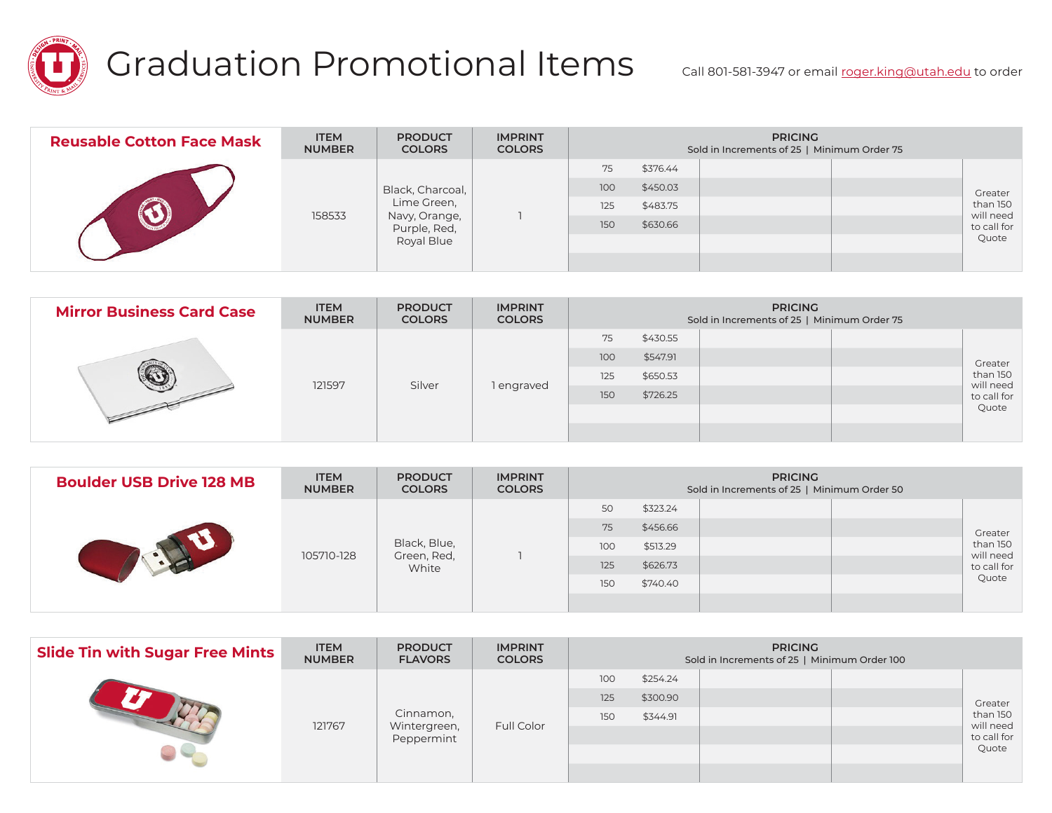# Graduation Promotional Items

Call 801-581-3947 or email roger.king@utah.edu to order

## Reusable Cotton Face Mask

| ITEM NUMBER | PRODUCT COLORS | IMPRINT COLORS | PRICING Sold in Increments of 25 \| Minimum Order 75 | |
|---|---|---|---|---|
| 158533 | Black, Charcoal, Lime Green, Navy, Orange, Purple, Red, Royal Blue | 1 | 75 | $376.44 |
| | | | 100 | $450.03 |
| | | | 125 | $483.75 |
| | | | 150 | $630.66 |

Greater than 150 will need to call for Quote

## Mirror Business Card Case

| ITEM NUMBER | PRODUCT COLORS | IMPRINT COLORS | PRICING Sold in Increments of 25 \| Minimum Order 75 | |
|---|---|---|---|---|
| 121597 | Silver | 1 engraved | 75 | $430.55 |
| | | | 100 | $547.91 |
| | | | 125 | $650.53 |
| | | | 150 | $726.25 |

Greater than 150 will need to call for Quote

## Boulder USB Drive 128 MB

| ITEM NUMBER | PRODUCT COLORS | IMPRINT COLORS | PRICING Sold in Increments of 25 \| Minimum Order 50 | |
|---|---|---|---|---|
| 105710-128 | Black, Blue, Green, Red, White | 1 | 50 | $323.24 |
| | | | 75 | $456.66 |
| | | | 100 | $513.29 |
| | | | 125 | $626.73 |
| | | | 150 | $740.40 |

Greater than 150 will need to call for Quote

## Slide Tin with Sugar Free Mints

| ITEM NUMBER | PRODUCT FLAVORS | IMPRINT COLORS | PRICING Sold in Increments of 25 \| Minimum Order 100 | |
|---|---|---|---|---|
| 121767 | Cinnamon, Wintergreen, Peppermint | Full Color | 100 | $254.24 |
| | | | 125 | $300.90 |
| | | | 150 | $344.91 |

Greater than 150 will need to call for Quote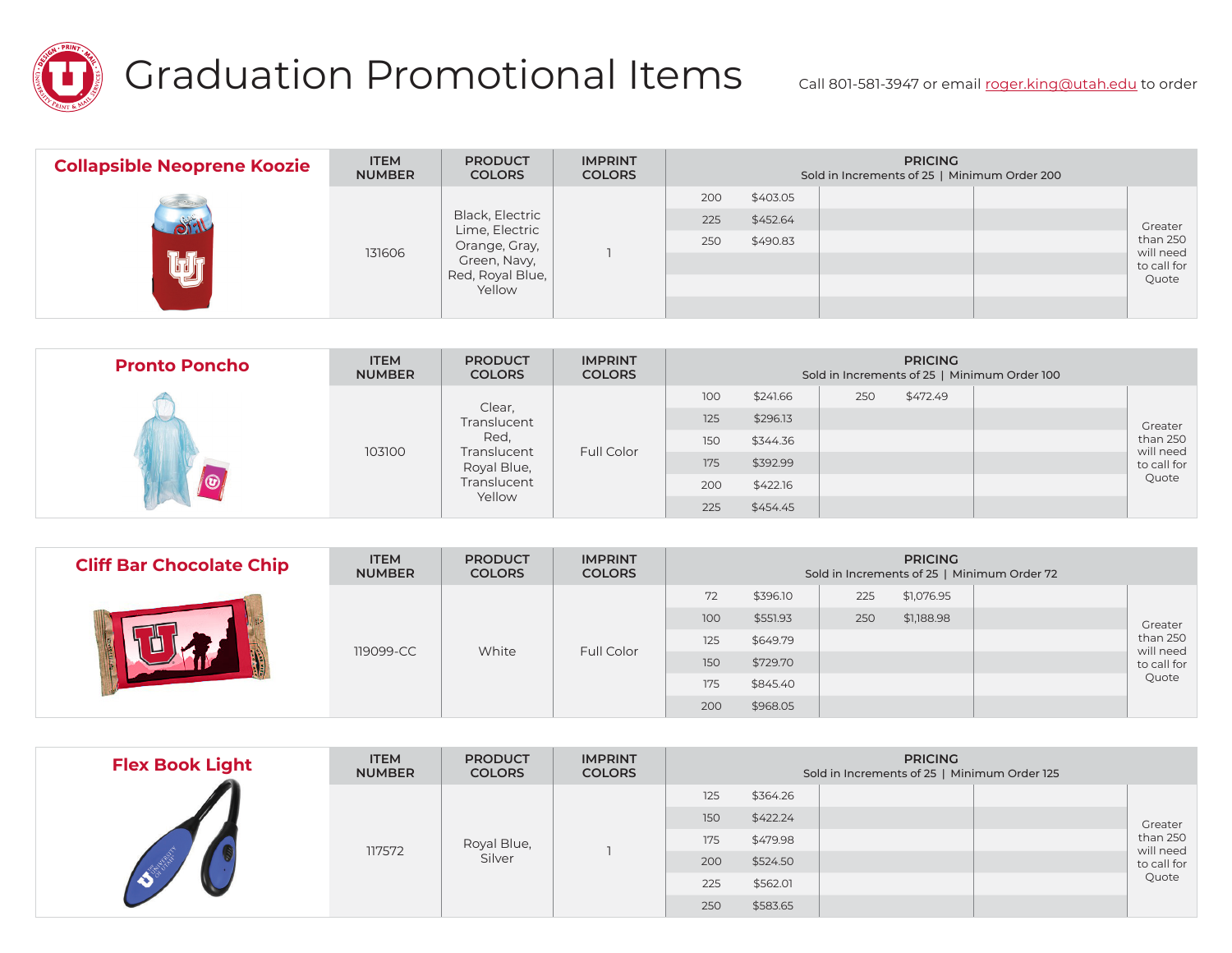# Graduation Promotional Items

Call 801-581-3947 or email roger.king@utah.edu to order

## Collapsible Neoprene Koozie

| ITEM NUMBER | PRODUCT COLORS | IMPRINT COLORS | PRICING Sold in Increments of 25 \| Minimum Order 200 | | | | | | |
|---|---|---|---|---|---|---|---|---|---|
| 131606 | Black, Electric Lime, Electric Orange, Gray, Green, Navy, Red, Royal Blue, Yellow | 1 | 200 | $403.05 | | | | | Greater than 250 will need to call for Quote |
| | | | 225 | $452.64 | | | | | |
| | | | 250 | $490.83 | | | | | |

## Pronto Poncho

| ITEM NUMBER | PRODUCT COLORS | IMPRINT COLORS | PRICING Sold in Increments of 25 \| Minimum Order 100 | | | | | | |
|---|---|---|---|---|---|---|---|---|---|
| 103100 | Clear, Translucent Red, Translucent Royal Blue, Translucent Yellow | Full Color | 100 | $241.66 | 250 | $472.49 | | | Greater than 250 will need to call for Quote |
| | | | 125 | $296.13 | | | | | |
| | | | 150 | $344.36 | | | | | |
| | | | 175 | $392.99 | | | | | |
| | | | 200 | $422.16 | | | | | |
| | | | 225 | $454.45 | | | | | |

## Cliff Bar Chocolate Chip

| ITEM NUMBER | PRODUCT COLORS | IMPRINT COLORS | PRICING Sold in Increments of 25 \| Minimum Order 72 | | | | | | |
|---|---|---|---|---|---|---|---|---|---|
| 119099-CC | White | Full Color | 72 | $396.10 | 225 | $1,076.95 | | | Greater than 250 will need to call for Quote |
| | | | 100 | $551.93 | 250 | $1,188.98 | | | |
| | | | 125 | $649.79 | | | | | |
| | | | 150 | $729.70 | | | | | |
| | | | 175 | $845.40 | | | | | |
| | | | 200 | $968.05 | | | | | |

## Flex Book Light

| ITEM NUMBER | PRODUCT COLORS | IMPRINT COLORS | PRICING Sold in Increments of 25 \| Minimum Order 125 | | | | | | |
|---|---|---|---|---|---|---|---|---|---|
| 117572 | Royal Blue, Silver | 1 | 125 | $364.26 | | | | | Greater than 250 will need to call for Quote |
| | | | 150 | $422.24 | | | | | |
| | | | 175 | $479.98 | | | | | |
| | | | 200 | $524.50 | | | | | |
| | | | 225 | $562.01 | | | | | |
| | | | 250 | $583.65 | | | | | |